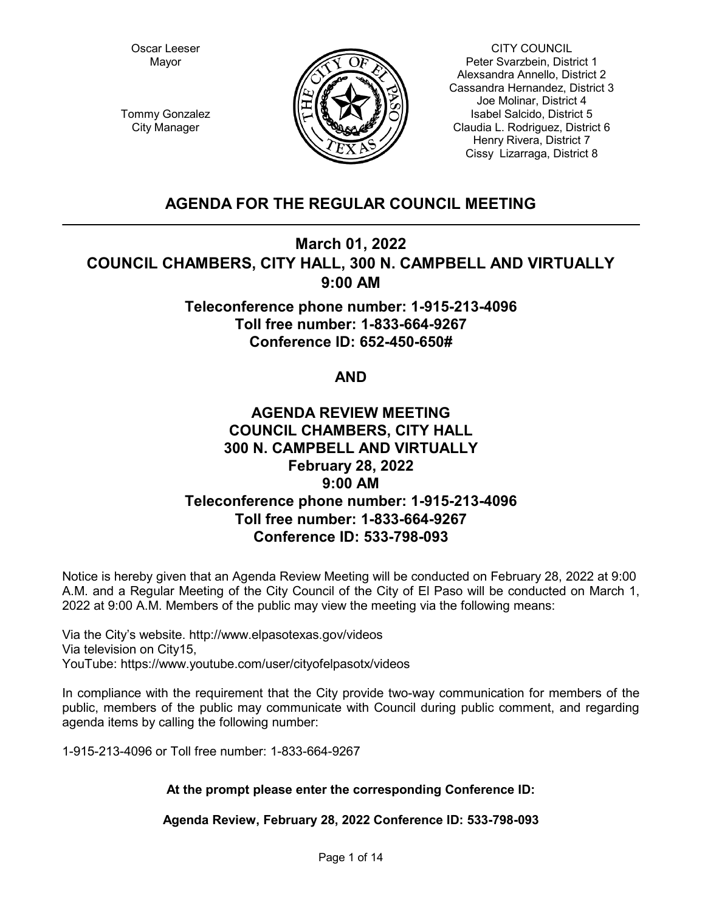Oscar Leeser
Mayor

Tommy Gonzalez
City Manager

CITY COUNCIL
Peter Svarzbein, District 1
Alexsandra Annello, District 2
Cassandra Hernandez, District 3
Joe Molinar, District 4
Isabel Salcido, District 5
Claudia L. Rodriguez, District 6
Henry Rivera, District 7
Cissy Lizarraga, District 8

# AGENDA FOR THE REGULAR COUNCIL MEETING

## March 01, 2022
## COUNCIL CHAMBERS, CITY HALL, 300 N. CAMPBELL AND VIRTUALLY
## 9:00 AM

### Teleconference phone number: 1-915-213-4096
### Toll free number: 1-833-664-9267
### Conference ID: 652-450-650#

## AND

## AGENDA REVIEW MEETING
## COUNCIL CHAMBERS, CITY HALL
## 300 N. CAMPBELL AND VIRTUALLY
## February 28, 2022
## 9:00 AM
### Teleconference phone number: 1-915-213-4096
### Toll free number: 1-833-664-9267
### Conference ID: 533-798-093

Notice is hereby given that an Agenda Review Meeting will be conducted on February 28, 2022 at 9:00 A.M. and a Regular Meeting of the City Council of the City of El Paso will be conducted on March 1, 2022 at 9:00 A.M. Members of the public may view the meeting via the following means:

Via the City's website. http://www.elpasotexas.gov/videos
Via television on City15,
YouTube: https://www.youtube.com/user/cityofelpasotx/videos

In compliance with the requirement that the City provide two-way communication for members of the public, members of the public may communicate with Council during public comment, and regarding agenda items by calling the following number:

1-915-213-4096 or Toll free number: 1-833-664-9267

**At the prompt please enter the corresponding Conference ID:**

**Agenda Review, February 28, 2022 Conference ID: 533-798-093**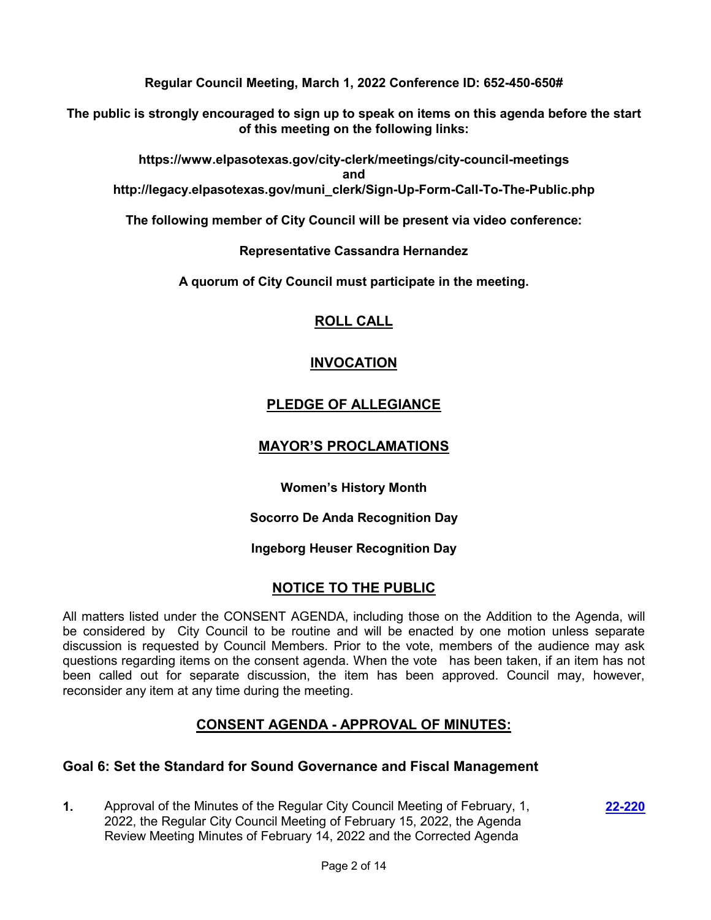**Regular Council Meeting, March 1, 2022 Conference ID: 652-450-650#**

**The public is strongly encouraged to sign up to speak on items on this agenda before the start of this meeting on the following links:**

**https://www.elpasotexas.gov/city-clerk/meetings/city-council-meetings**
**and**
**http://legacy.elpasotexas.gov/muni_clerk/Sign-Up-Form-Call-To-The-Public.php**

**The following member of City Council will be present via video conference:**

**Representative Cassandra Hernandez**

**A quorum of City Council must participate in the meeting.**

## ROLL CALL

## INVOCATION

## PLEDGE OF ALLEGIANCE

## MAYOR'S PROCLAMATIONS

**Women's History Month**

**Socorro De Anda Recognition Day**

**Ingeborg Heuser Recognition Day**

## NOTICE TO THE PUBLIC

All matters listed under the CONSENT AGENDA, including those on the Addition to the Agenda, will be considered by City Council to be routine and will be enacted by one motion unless separate discussion is requested by Council Members. Prior to the vote, members of the audience may ask questions regarding items on the consent agenda. When the vote has been taken, if an item has not been called out for separate discussion, the item has been approved. Council may, however, reconsider any item at any time during the meeting.

## CONSENT AGENDA - APPROVAL OF MINUTES:

### Goal 6: Set the Standard for Sound Governance and Fiscal Management

**1.** Approval of the Minutes of the Regular City Council Meeting of February, 1, 2022, the Regular City Council Meeting of February 15, 2022, the Agenda Review Meeting Minutes of February 14, 2022 and the Corrected Agenda **22-220**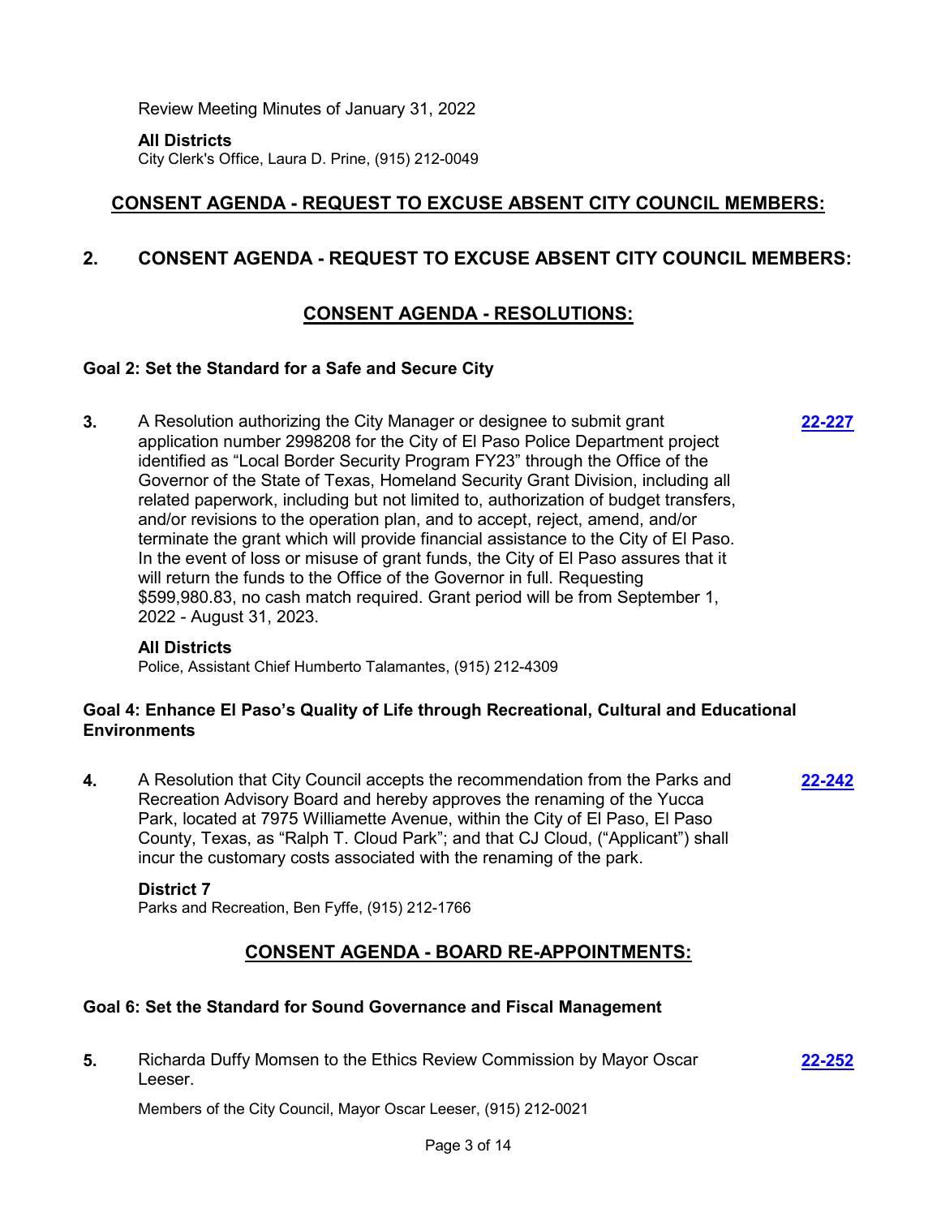Review Meeting Minutes of January 31, 2022

**All Districts**
City Clerk's Office, Laura D. Prine, (915) 212-0049

## CONSENT AGENDA - REQUEST TO EXCUSE ABSENT CITY COUNCIL MEMBERS:

### 2. CONSENT AGENDA - REQUEST TO EXCUSE ABSENT CITY COUNCIL MEMBERS:

## CONSENT AGENDA - RESOLUTIONS:

### Goal 2: Set the Standard for a Safe and Secure City

**3.** A Resolution authorizing the City Manager or designee to submit grant application number 2998208 for the City of El Paso Police Department project identified as "Local Border Security Program FY23" through the Office of the Governor of the State of Texas, Homeland Security Grant Division, including all related paperwork, including but not limited to, authorization of budget transfers, and/or revisions to the operation plan, and to accept, reject, amend, and/or terminate the grant which will provide financial assistance to the City of El Paso. In the event of loss or misuse of grant funds, the City of El Paso assures that it will return the funds to the Office of the Governor in full. Requesting $599,980.83, no cash match required. Grant period will be from September 1, 2022 - August 31, 2023. **22-227**

**All Districts**
Police, Assistant Chief Humberto Talamantes, (915) 212-4309

### Goal 4: Enhance El Paso's Quality of Life through Recreational, Cultural and Educational Environments

**4.** A Resolution that City Council accepts the recommendation from the Parks and Recreation Advisory Board and hereby approves the renaming of the Yucca Park, located at 7975 Williamette Avenue, within the City of El Paso, El Paso County, Texas, as "Ralph T. Cloud Park"; and that CJ Cloud, ("Applicant") shall incur the customary costs associated with the renaming of the park. **22-242**

**District 7**
Parks and Recreation, Ben Fyffe, (915) 212-1766

## CONSENT AGENDA - BOARD RE-APPOINTMENTS:

### Goal 6: Set the Standard for Sound Governance and Fiscal Management

**5.** Richarda Duffy Momsen to the Ethics Review Commission by Mayor Oscar Leeser. **22-252**

Members of the City Council, Mayor Oscar Leeser, (915) 212-0021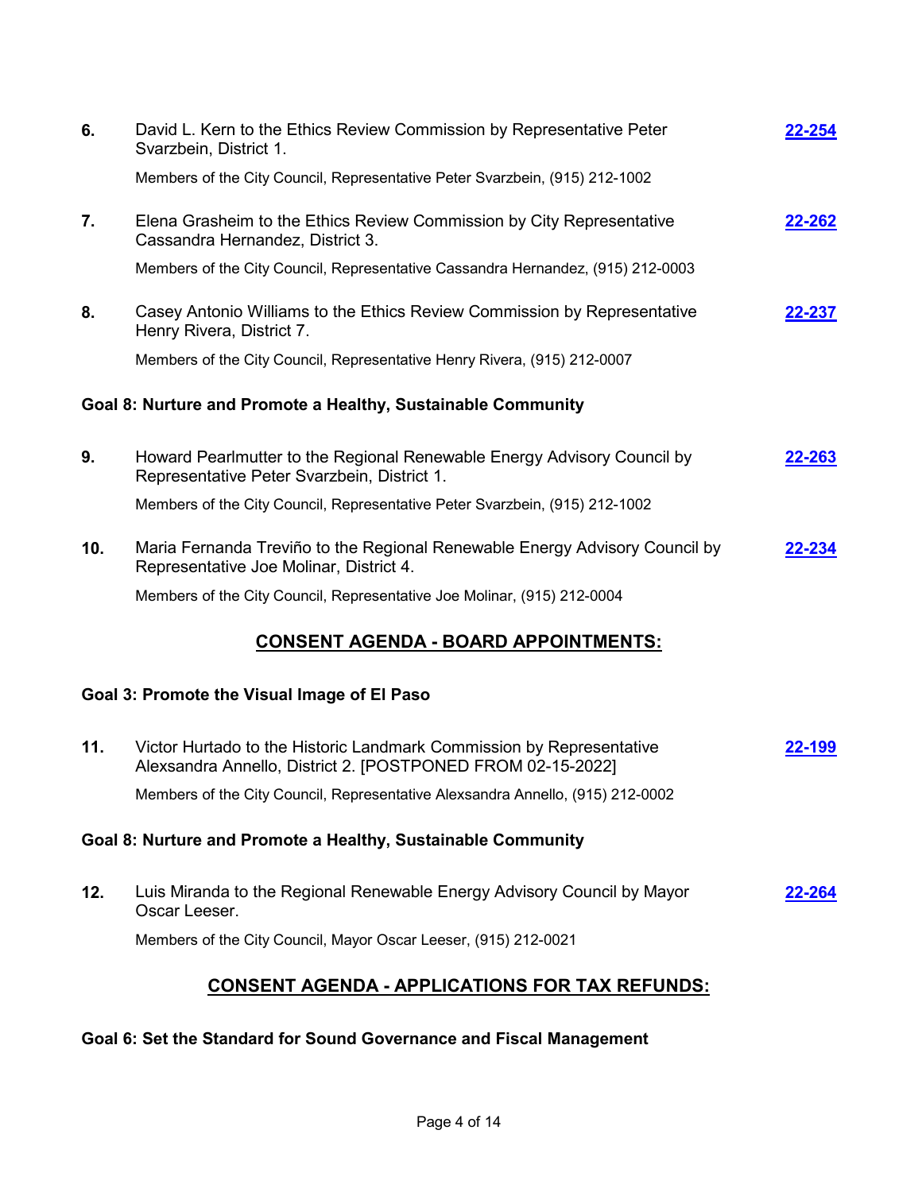**6.** David L. Kern to the Ethics Review Commission by Representative Peter Svarzbein, District 1. **22-254**

Members of the City Council, Representative Peter Svarzbein, (915) 212-1002

**7.** Elena Grasheim to the Ethics Review Commission by City Representative Cassandra Hernandez, District 3. **22-262**

Members of the City Council, Representative Cassandra Hernandez, (915) 212-0003

**8.** Casey Antonio Williams to the Ethics Review Commission by Representative Henry Rivera, District 7. **22-237**

Members of the City Council, Representative Henry Rivera, (915) 212-0007

**Goal 8: Nurture and Promote a Healthy, Sustainable Community**

**9.** Howard Pearlmutter to the Regional Renewable Energy Advisory Council by Representative Peter Svarzbein, District 1. **22-263**

Members of the City Council, Representative Peter Svarzbein, (915) 212-1002

**10.** Maria Fernanda Treviño to the Regional Renewable Energy Advisory Council by Representative Joe Molinar, District 4. **22-234**

Members of the City Council, Representative Joe Molinar, (915) 212-0004

## CONSENT AGENDA - BOARD APPOINTMENTS:

**Goal 3: Promote the Visual Image of El Paso**

**11.** Victor Hurtado to the Historic Landmark Commission by Representative Alexsandra Annello, District 2. [POSTPONED FROM 02-15-2022] **22-199**

Members of the City Council, Representative Alexsandra Annello, (915) 212-0002

**Goal 8: Nurture and Promote a Healthy, Sustainable Community**

**12.** Luis Miranda to the Regional Renewable Energy Advisory Council by Mayor Oscar Leeser. **22-264**

Members of the City Council, Mayor Oscar Leeser, (915) 212-0021

## CONSENT AGENDA - APPLICATIONS FOR TAX REFUNDS:

**Goal 6: Set the Standard for Sound Governance and Fiscal Management**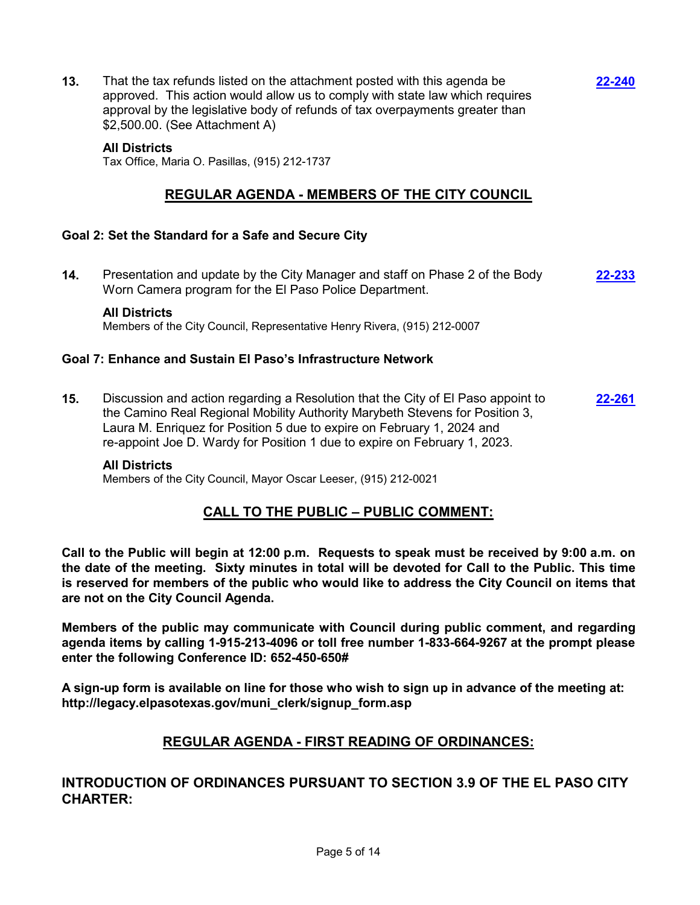**13.** That the tax refunds listed on the attachment posted with this agenda be approved. This action would allow us to comply with state law which requires approval by the legislative body of refunds of tax overpayments greater than $2,500.00. (See Attachment A) **22-240**

**All Districts**
Tax Office, Maria O. Pasillas, (915) 212-1737

## REGULAR AGENDA - MEMBERS OF THE CITY COUNCIL

### Goal 2: Set the Standard for a Safe and Secure City

**14.** Presentation and update by the City Manager and staff on Phase 2 of the Body Worn Camera program for the El Paso Police Department. **22-233**

**All Districts**
Members of the City Council, Representative Henry Rivera, (915) 212-0007

### Goal 7: Enhance and Sustain El Paso's Infrastructure Network

**15.** Discussion and action regarding a Resolution that the City of El Paso appoint to the Camino Real Regional Mobility Authority Marybeth Stevens for Position 3, Laura M. Enriquez for Position 5 due to expire on February 1, 2024 and re-appoint Joe D. Wardy for Position 1 due to expire on February 1, 2023. **22-261**

**All Districts**
Members of the City Council, Mayor Oscar Leeser, (915) 212-0021

## CALL TO THE PUBLIC – PUBLIC COMMENT:

**Call to the Public will begin at 12:00 p.m. Requests to speak must be received by 9:00 a.m. on the date of the meeting. Sixty minutes in total will be devoted for Call to the Public. This time is reserved for members of the public who would like to address the City Council on items that are not on the City Council Agenda.**

**Members of the public may communicate with Council during public comment, and regarding agenda items by calling 1-915-213-4096 or toll free number 1-833-664-9267 at the prompt please enter the following Conference ID: 652-450-650#**

**A sign-up form is available on line for those who wish to sign up in advance of the meeting at: http://legacy.elpasotexas.gov/muni_clerk/signup_form.asp**

## REGULAR AGENDA - FIRST READING OF ORDINANCES:

## INTRODUCTION OF ORDINANCES PURSUANT TO SECTION 3.9 OF THE EL PASO CITY CHARTER: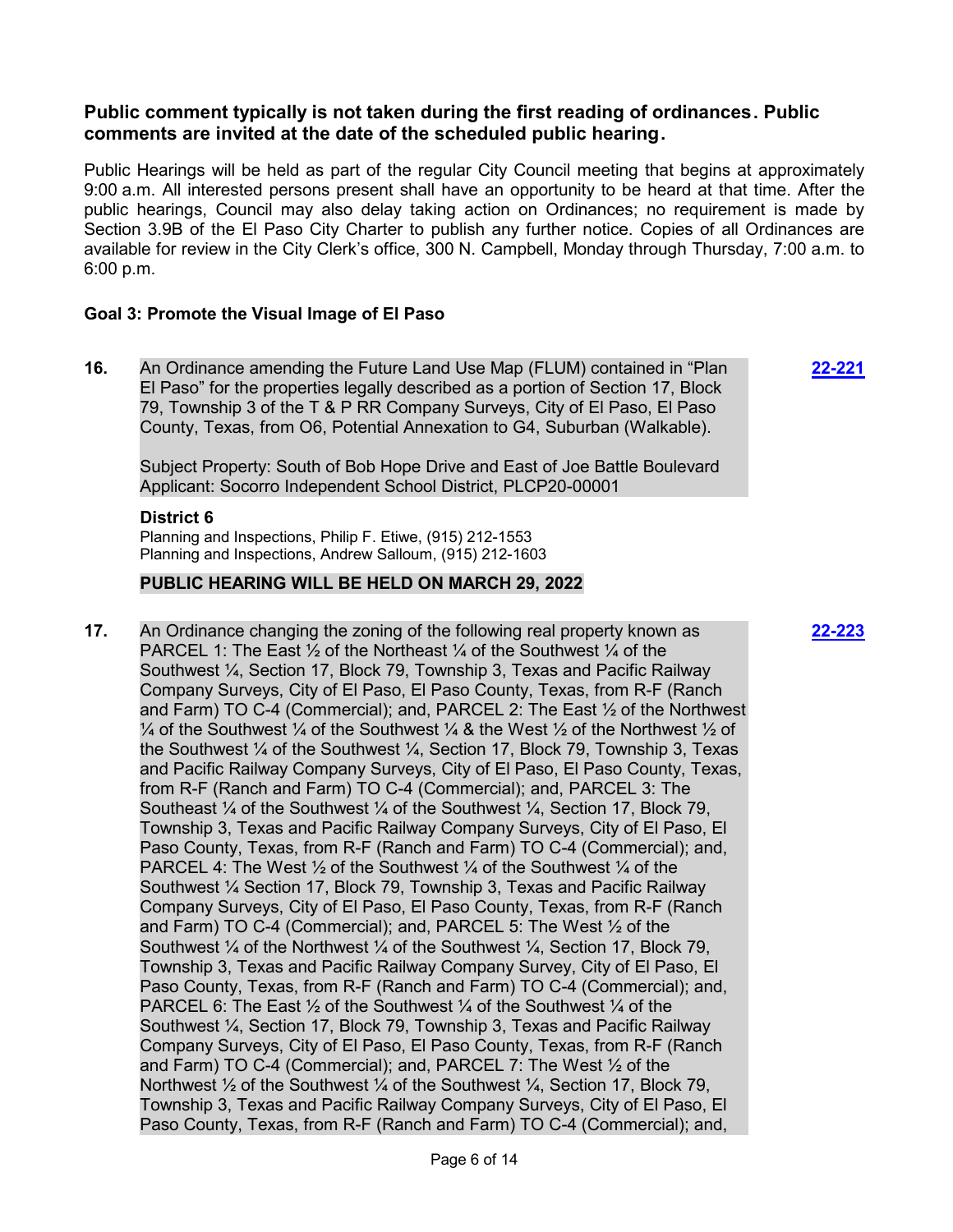**Public comment typically is not taken during the first reading of ordinances. Public comments are invited at the date of the scheduled public hearing.**

Public Hearings will be held as part of the regular City Council meeting that begins at approximately 9:00 a.m. All interested persons present shall have an opportunity to be heard at that time. After the public hearings, Council may also delay taking action on Ordinances; no requirement is made by Section 3.9B of the El Paso City Charter to publish any further notice. Copies of all Ordinances are available for review in the City Clerk's office, 300 N. Campbell, Monday through Thursday, 7:00 a.m. to 6:00 p.m.

**Goal 3: Promote the Visual Image of El Paso**

**16.** An Ordinance amending the Future Land Use Map (FLUM) contained in "Plan El Paso" for the properties legally described as a portion of Section 17, Block 79, Township 3 of the T & P RR Company Surveys, City of El Paso, El Paso County, Texas, from O6, Potential Annexation to G4, Suburban (Walkable). **22-221**

Subject Property: South of Bob Hope Drive and East of Joe Battle Boulevard
Applicant: Socorro Independent School District, PLCP20-00001

**District 6**
Planning and Inspections, Philip F. Etiwe, (915) 212-1553
Planning and Inspections, Andrew Salloum, (915) 212-1603

**PUBLIC HEARING WILL BE HELD ON MARCH 29, 2022**

**17.** An Ordinance changing the zoning of the following real property known as PARCEL 1: The East ½ of the Northeast ¼ of the Southwest ¼ of the Southwest ¼, Section 17, Block 79, Township 3, Texas and Pacific Railway Company Surveys, City of El Paso, El Paso County, Texas, from R-F (Ranch and Farm) TO C-4 (Commercial); and, PARCEL 2: The East ½ of the Northwest ¼ of the Southwest ¼ of the Southwest ¼ & the West ½ of the Northwest ½ of the Southwest ¼ of the Southwest ¼, Section 17, Block 79, Township 3, Texas and Pacific Railway Company Surveys, City of El Paso, El Paso County, Texas, from R-F (Ranch and Farm) TO C-4 (Commercial); and, PARCEL 3: The Southeast ¼ of the Southwest ¼ of the Southwest ¼, Section 17, Block 79, Township 3, Texas and Pacific Railway Company Surveys, City of El Paso, El Paso County, Texas, from R-F (Ranch and Farm) TO C-4 (Commercial); and, PARCEL 4: The West ½ of the Southwest ¼ of the Southwest ¼ of the Southwest ¼ Section 17, Block 79, Township 3, Texas and Pacific Railway Company Surveys, City of El Paso, El Paso County, Texas, from R-F (Ranch and Farm) TO C-4 (Commercial); and, PARCEL 5: The West ½ of the Southwest ¼ of the Northwest ¼ of the Southwest ¼, Section 17, Block 79, Township 3, Texas and Pacific Railway Company Survey, City of El Paso, El Paso County, Texas, from R-F (Ranch and Farm) TO C-4 (Commercial); and, PARCEL 6: The East ½ of the Southwest ¼ of the Southwest ¼ of the Southwest ¼, Section 17, Block 79, Township 3, Texas and Pacific Railway Company Surveys, City of El Paso, El Paso County, Texas, from R-F (Ranch and Farm) TO C-4 (Commercial); and, PARCEL 7: The West ½ of the Northwest ½ of the Southwest ¼ of the Southwest ¼, Section 17, Block 79, Township 3, Texas and Pacific Railway Company Surveys, City of El Paso, El Paso County, Texas, from R-F (Ranch and Farm) TO C-4 (Commercial); and, **22-223**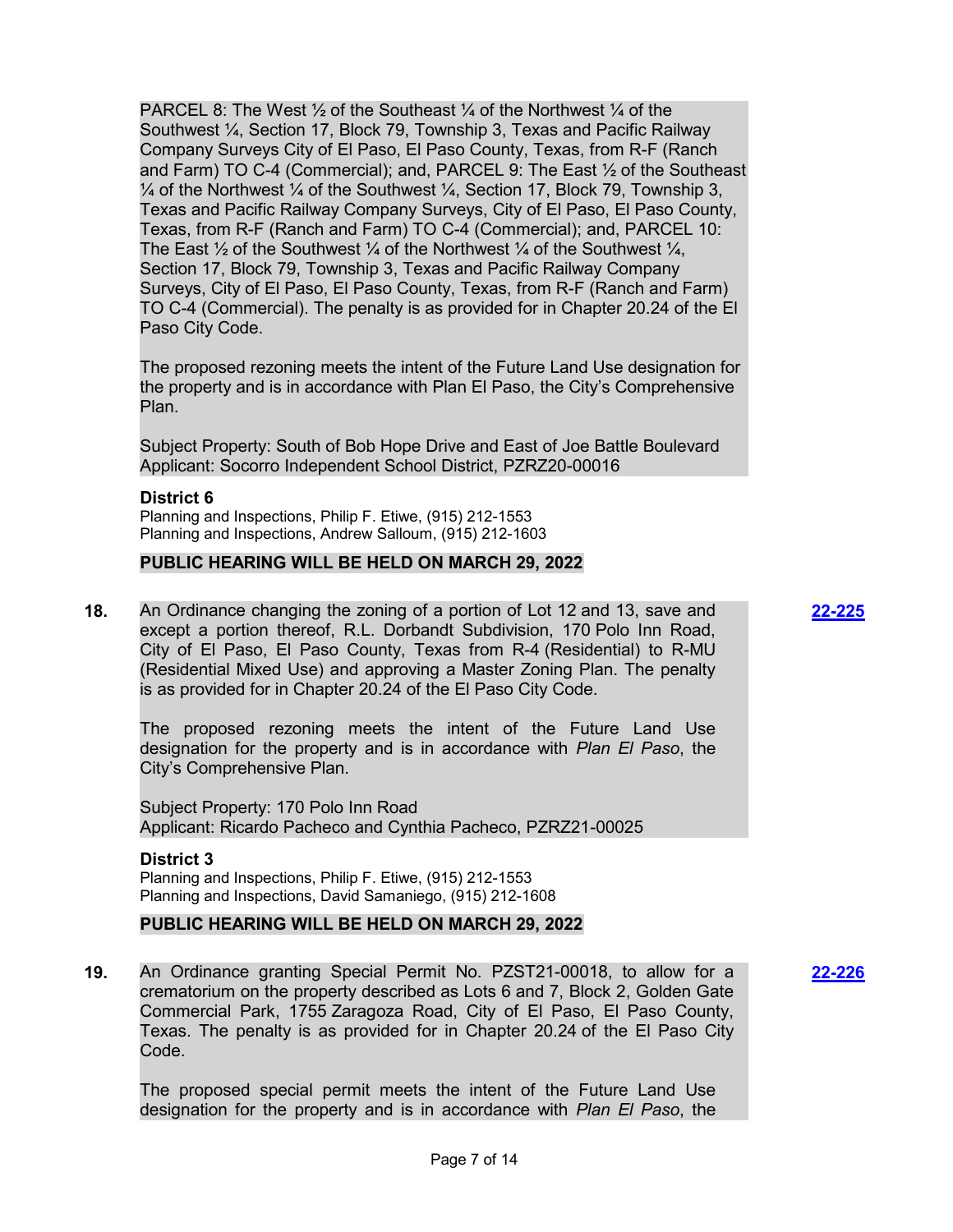PARCEL 8: The West ½ of the Southeast ¼ of the Northwest ¼ of the Southwest ¼, Section 17, Block 79, Township 3, Texas and Pacific Railway Company Surveys City of El Paso, El Paso County, Texas, from R-F (Ranch and Farm) TO C-4 (Commercial); and, PARCEL 9: The East ½ of the Southeast ¼ of the Northwest ¼ of the Southwest ¼, Section 17, Block 79, Township 3, Texas and Pacific Railway Company Surveys, City of El Paso, El Paso County, Texas, from R-F (Ranch and Farm) TO C-4 (Commercial); and, PARCEL 10: The East ½ of the Southwest ¼ of the Northwest ¼ of the Southwest ¼, Section 17, Block 79, Township 3, Texas and Pacific Railway Company Surveys, City of El Paso, El Paso County, Texas, from R-F (Ranch and Farm) TO C-4 (Commercial). The penalty is as provided for in Chapter 20.24 of the El Paso City Code.

The proposed rezoning meets the intent of the Future Land Use designation for the property and is in accordance with Plan El Paso, the City's Comprehensive Plan.

Subject Property: South of Bob Hope Drive and East of Joe Battle Boulevard
Applicant: Socorro Independent School District, PZRZ20-00016

**District 6**
Planning and Inspections, Philip F. Etiwe, (915) 212-1553
Planning and Inspections, Andrew Salloum, (915) 212-1603

**PUBLIC HEARING WILL BE HELD ON MARCH 29, 2022**

**18.** An Ordinance changing the zoning of a portion of Lot 12 and 13, save and except a portion thereof, R.L. Dorbandt Subdivision, 170 Polo Inn Road, City of El Paso, El Paso County, Texas from R-4 (Residential) to R-MU (Residential Mixed Use) and approving a Master Zoning Plan. The penalty is as provided for in Chapter 20.24 of the El Paso City Code. **22-225**

The proposed rezoning meets the intent of the Future Land Use designation for the property and is in accordance with *Plan El Paso*, the City's Comprehensive Plan.

Subject Property: 170 Polo Inn Road
Applicant: Ricardo Pacheco and Cynthia Pacheco, PZRZ21-00025

**District 3**
Planning and Inspections, Philip F. Etiwe, (915) 212-1553
Planning and Inspections, David Samaniego, (915) 212-1608

**PUBLIC HEARING WILL BE HELD ON MARCH 29, 2022**

**19.** An Ordinance granting Special Permit No. PZST21-00018, to allow for a crematorium on the property described as Lots 6 and 7, Block 2, Golden Gate Commercial Park, 1755 Zaragoza Road, City of El Paso, El Paso County, Texas. The penalty is as provided for in Chapter 20.24 of the El Paso City Code. **22-226**

The proposed special permit meets the intent of the Future Land Use designation for the property and is in accordance with *Plan El Paso*, the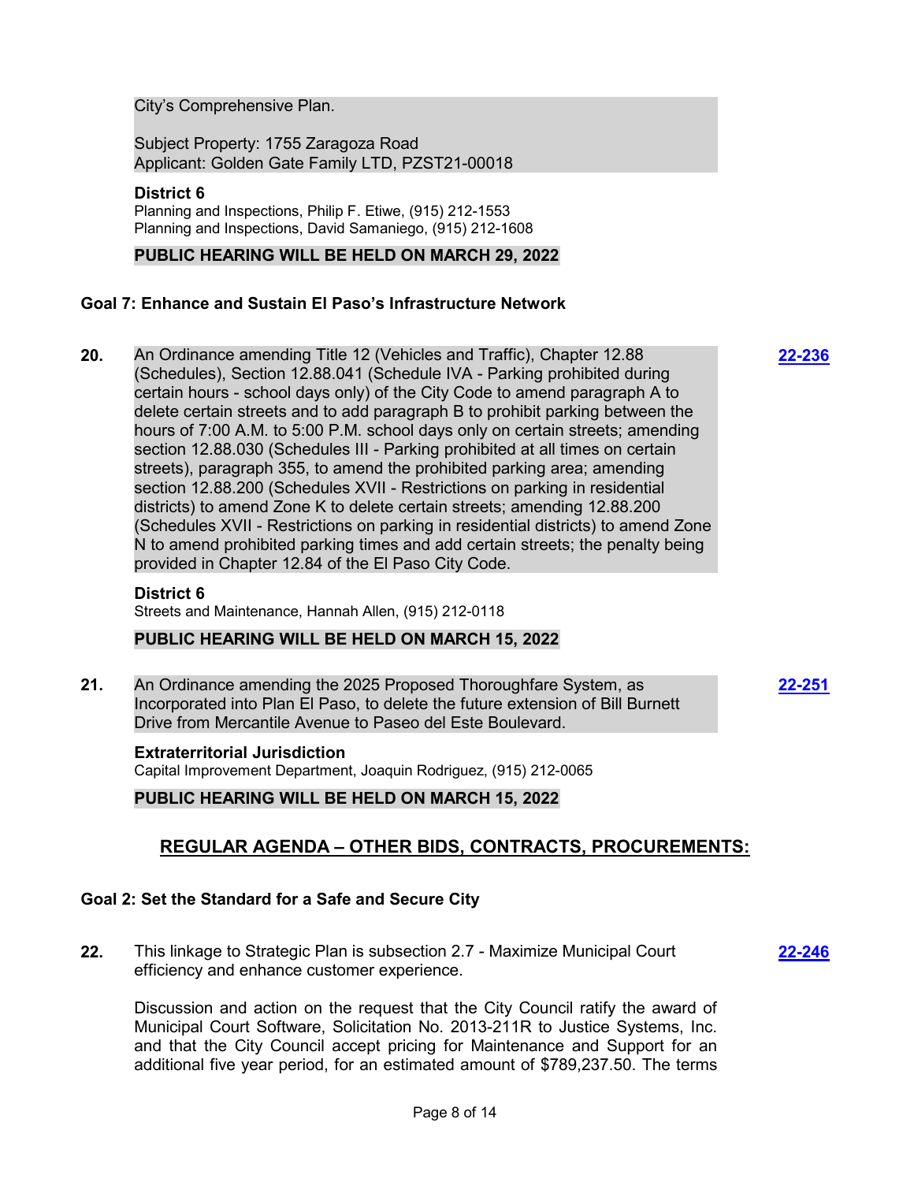City's Comprehensive Plan.

Subject Property: 1755 Zaragoza Road
Applicant: Golden Gate Family LTD, PZST21-00018

**District 6**
Planning and Inspections, Philip F. Etiwe, (915) 212-1553
Planning and Inspections, David Samaniego, (915) 212-1608

**PUBLIC HEARING WILL BE HELD ON MARCH 29, 2022**

### Goal 7: Enhance and Sustain El Paso's Infrastructure Network

**20.** An Ordinance amending Title 12 (Vehicles and Traffic), Chapter 12.88 (Schedules), Section 12.88.041 (Schedule IVA - Parking prohibited during certain hours - school days only) of the City Code to amend paragraph A to delete certain streets and to add paragraph B to prohibit parking between the hours of 7:00 A.M. to 5:00 P.M. school days only on certain streets; amending section 12.88.030 (Schedules III - Parking prohibited at all times on certain streets), paragraph 355, to amend the prohibited parking area; amending section 12.88.200 (Schedules XVII - Restrictions on parking in residential districts) to amend Zone K to delete certain streets; amending 12.88.200 (Schedules XVII - Restrictions on parking in residential districts) to amend Zone N to amend prohibited parking times and add certain streets; the penalty being provided in Chapter 12.84 of the El Paso City Code. **22-236**

**District 6**
Streets and Maintenance, Hannah Allen, (915) 212-0118

**PUBLIC HEARING WILL BE HELD ON MARCH 15, 2022**

**21.** An Ordinance amending the 2025 Proposed Thoroughfare System, as Incorporated into Plan El Paso, to delete the future extension of Bill Burnett Drive from Mercantile Avenue to Paseo del Este Boulevard. **22-251**

**Extraterritorial Jurisdiction**
Capital Improvement Department, Joaquin Rodriguez, (915) 212-0065

**PUBLIC HEARING WILL BE HELD ON MARCH 15, 2022**

## REGULAR AGENDA – OTHER BIDS, CONTRACTS, PROCUREMENTS:

### Goal 2: Set the Standard for a Safe and Secure City

**22.** This linkage to Strategic Plan is subsection 2.7 - Maximize Municipal Court efficiency and enhance customer experience. **22-246**

Discussion and action on the request that the City Council ratify the award of Municipal Court Software, Solicitation No. 2013-211R to Justice Systems, Inc. and that the City Council accept pricing for Maintenance and Support for an additional five year period, for an estimated amount of $789,237.50. The terms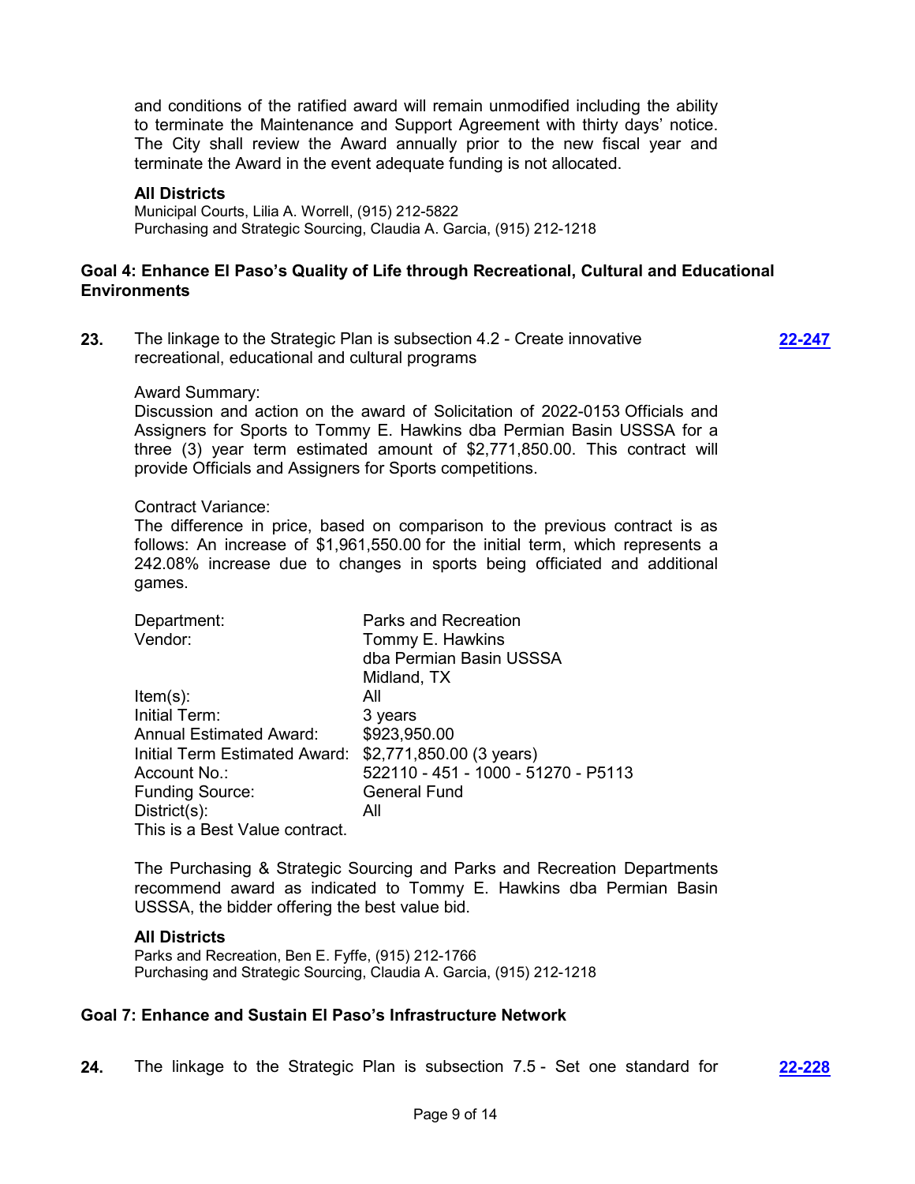and conditions of the ratified award will remain unmodified including the ability to terminate the Maintenance and Support Agreement with thirty days' notice. The City shall review the Award annually prior to the new fiscal year and terminate the Award in the event adequate funding is not allocated.

**All Districts**
Municipal Courts, Lilia A. Worrell, (915) 212-5822
Purchasing and Strategic Sourcing, Claudia A. Garcia, (915) 212-1218

## Goal 4: Enhance El Paso's Quality of Life through Recreational, Cultural and Educational Environments

**23.** The linkage to the Strategic Plan is subsection 4.2 - Create innovative recreational, educational and cultural programs **22-247**

Award Summary:
Discussion and action on the award of Solicitation of 2022-0153 Officials and Assigners for Sports to Tommy E. Hawkins dba Permian Basin USSSA for a three (3) year term estimated amount of $2,771,850.00. This contract will provide Officials and Assigners for Sports competitions.

Contract Variance:
The difference in price, based on comparison to the previous contract is as follows: An increase of $1,961,550.00 for the initial term, which represents a 242.08% increase due to changes in sports being officiated and additional games.

| | |
|---|---|
| Department: | Parks and Recreation |
| Vendor: | Tommy E. Hawkins dba Permian Basin USSSA Midland, TX |
| Item(s): | All |
| Initial Term: | 3 years |
| Annual Estimated Award: | $923,950.00 |
| Initial Term Estimated Award: | $2,771,850.00 (3 years) |
| Account No.: | 522110 - 451 - 1000 - 51270 - P5113 |
| Funding Source: | General Fund |
| District(s): | All |

This is a Best Value contract.

The Purchasing & Strategic Sourcing and Parks and Recreation Departments recommend award as indicated to Tommy E. Hawkins dba Permian Basin USSSA, the bidder offering the best value bid.

**All Districts**
Parks and Recreation, Ben E. Fyffe, (915) 212-1766
Purchasing and Strategic Sourcing, Claudia A. Garcia, (915) 212-1218

## Goal 7: Enhance and Sustain El Paso's Infrastructure Network

**24.** The linkage to the Strategic Plan is subsection 7.5 - Set one standard for **22-228**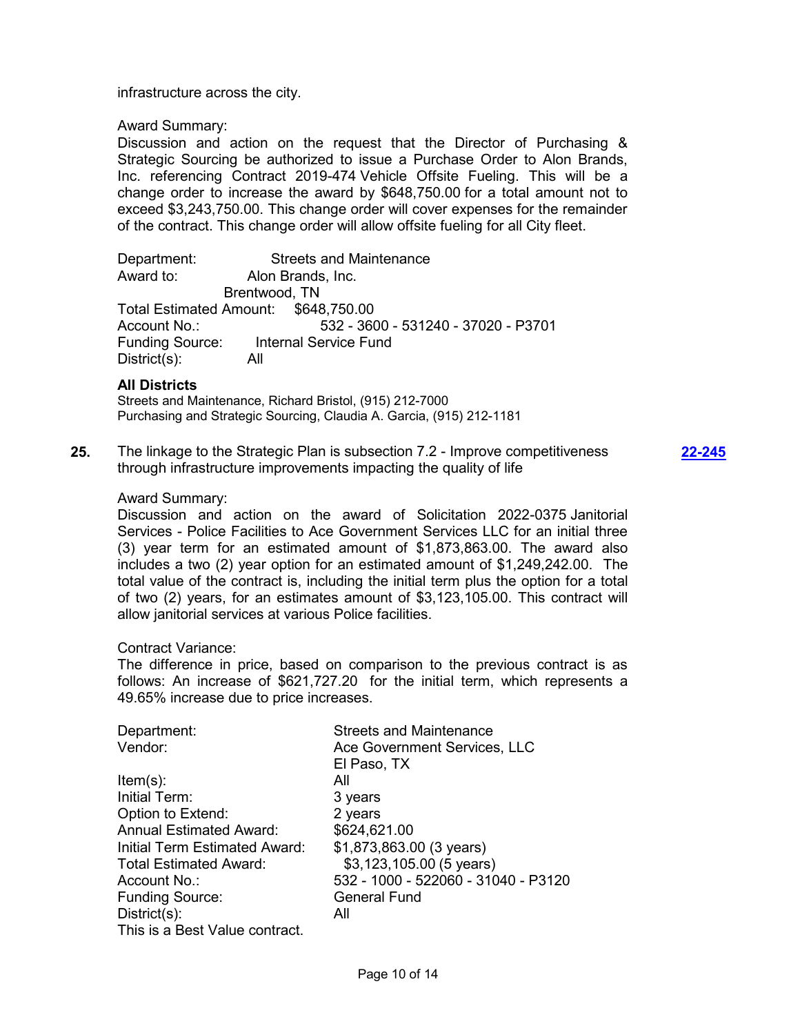infrastructure across the city.

Award Summary:
Discussion and action on the request that the Director of Purchasing & Strategic Sourcing be authorized to issue a Purchase Order to Alon Brands, Inc. referencing Contract 2019-474 Vehicle Offsite Fueling. This will be a change order to increase the award by $648,750.00 for a total amount not to exceed $3,243,750.00. This change order will cover expenses for the remainder of the contract. This change order will allow offsite fueling for all City fleet.

Department: Streets and Maintenance
Award to: Alon Brands, Inc.
Brentwood, TN
Total Estimated Amount: $648,750.00
Account No.: 532 - 3600 - 531240 - 37020 - P3701
Funding Source: Internal Service Fund
District(s): All

**All Districts**
Streets and Maintenance, Richard Bristol, (915) 212-7000
Purchasing and Strategic Sourcing, Claudia A. Garcia, (915) 212-1181

**25.** The linkage to the Strategic Plan is subsection 7.2 - Improve competitiveness through infrastructure improvements impacting the quality of life **22-245**

Award Summary:
Discussion and action on the award of Solicitation 2022-0375 Janitorial Services - Police Facilities to Ace Government Services LLC for an initial three (3) year term for an estimated amount of $1,873,863.00. The award also includes a two (2) year option for an estimated amount of $1,249,242.00. The total value of the contract is, including the initial term plus the option for a total of two (2) years, for an estimates amount of $3,123,105.00. This contract will allow janitorial services at various Police facilities.

Contract Variance:
The difference in price, based on comparison to the previous contract is as follows: An increase of $621,727.20 for the initial term, which represents a 49.65% increase due to price increases.

Department: Streets and Maintenance
Vendor: Ace Government Services, LLC
El Paso, TX
Item(s): All
Initial Term: 3 years
Option to Extend: 2 years
Annual Estimated Award: $624,621.00
Initial Term Estimated Award: $1,873,863.00 (3 years)
Total Estimated Award: $3,123,105.00 (5 years)
Account No.: 532 - 1000 - 522060 - 31040 - P3120
Funding Source: General Fund
District(s): All
This is a Best Value contract.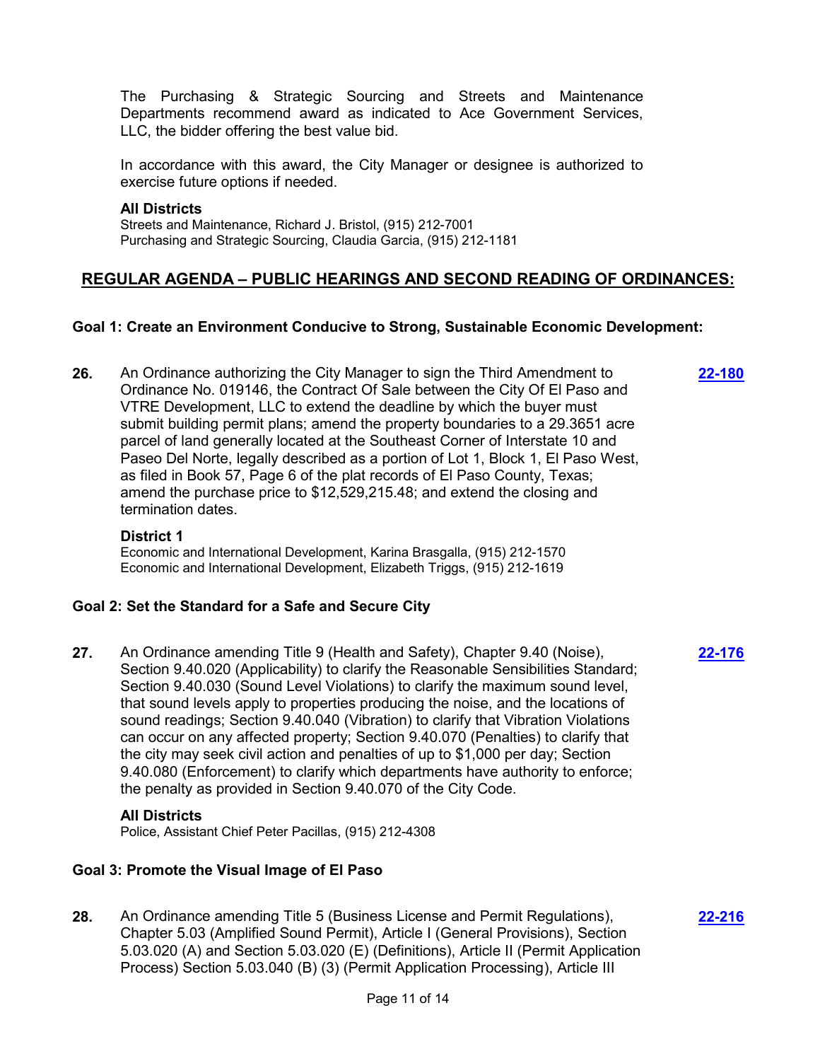The Purchasing & Strategic Sourcing and Streets and Maintenance Departments recommend award as indicated to Ace Government Services, LLC, the bidder offering the best value bid.

In accordance with this award, the City Manager or designee is authorized to exercise future options if needed.

**All Districts**
Streets and Maintenance, Richard J. Bristol, (915) 212-7001
Purchasing and Strategic Sourcing, Claudia Garcia, (915) 212-1181

## REGULAR AGENDA – PUBLIC HEARINGS AND SECOND READING OF ORDINANCES:

### Goal 1: Create an Environment Conducive to Strong, Sustainable Economic Development:

**26.** An Ordinance authorizing the City Manager to sign the Third Amendment to Ordinance No. 019146, the Contract Of Sale between the City Of El Paso and VTRE Development, LLC to extend the deadline by which the buyer must submit building permit plans; amend the property boundaries to a 29.3651 acre parcel of land generally located at the Southeast Corner of Interstate 10 and Paseo Del Norte, legally described as a portion of Lot 1, Block 1, El Paso West, as filed in Book 57, Page 6 of the plat records of El Paso County, Texas; amend the purchase price to $12,529,215.48; and extend the closing and termination dates. **22-180**

**District 1**
Economic and International Development, Karina Brasgalla, (915) 212-1570
Economic and International Development, Elizabeth Triggs, (915) 212-1619

### Goal 2: Set the Standard for a Safe and Secure City

**27.** An Ordinance amending Title 9 (Health and Safety), Chapter 9.40 (Noise), Section 9.40.020 (Applicability) to clarify the Reasonable Sensibilities Standard; Section 9.40.030 (Sound Level Violations) to clarify the maximum sound level, that sound levels apply to properties producing the noise, and the locations of sound readings; Section 9.40.040 (Vibration) to clarify that Vibration Violations can occur on any affected property; Section 9.40.070 (Penalties) to clarify that the city may seek civil action and penalties of up to $1,000 per day; Section 9.40.080 (Enforcement) to clarify which departments have authority to enforce; the penalty as provided in Section 9.40.070 of the City Code. **22-176**

**All Districts**
Police, Assistant Chief Peter Pacillas, (915) 212-4308

### Goal 3: Promote the Visual Image of El Paso

**28.** An Ordinance amending Title 5 (Business License and Permit Regulations), Chapter 5.03 (Amplified Sound Permit), Article I (General Provisions), Section 5.03.020 (A) and Section 5.03.020 (E) (Definitions), Article II (Permit Application Process) Section 5.03.040 (B) (3) (Permit Application Processing), Article III **22-216**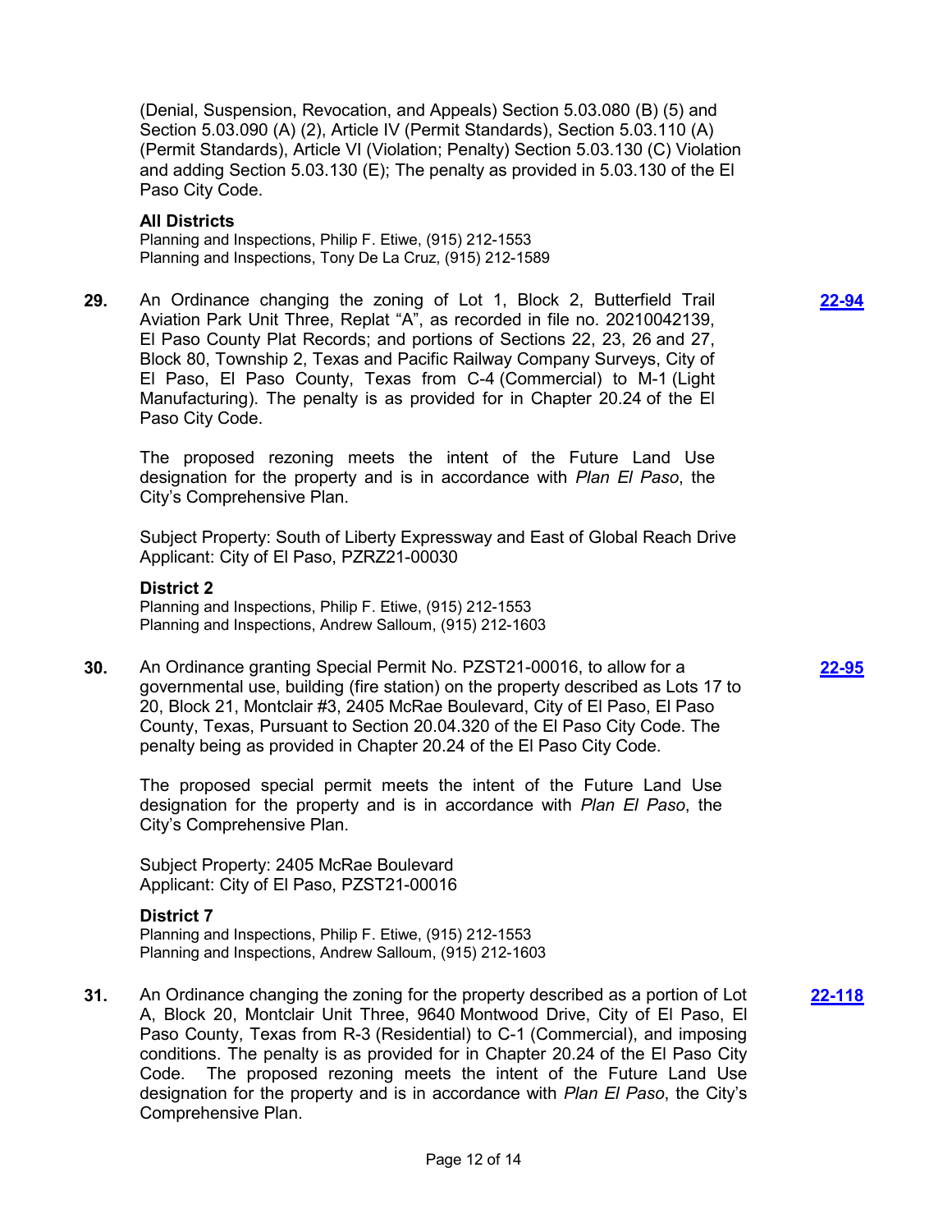(Denial, Suspension, Revocation, and Appeals) Section 5.03.080 (B) (5) and Section 5.03.090 (A) (2), Article IV (Permit Standards), Section 5.03.110 (A) (Permit Standards), Article VI (Violation; Penalty) Section 5.03.130 (C) Violation and adding Section 5.03.130 (E); The penalty as provided in 5.03.130 of the El Paso City Code.

**All Districts**

Planning and Inspections, Philip F. Etiwe, (915) 212-1553

Planning and Inspections, Tony De La Cruz, (915) 212-1589

**29.** An Ordinance changing the zoning of Lot 1, Block 2, Butterfield Trail Aviation Park Unit Three, Replat "A", as recorded in file no. 20210042139, El Paso County Plat Records; and portions of Sections 22, 23, 26 and 27, Block 80, Township 2, Texas and Pacific Railway Company Surveys, City of El Paso, El Paso County, Texas from C-4 (Commercial) to M-1 (Light Manufacturing). The penalty is as provided for in Chapter 20.24 of the El Paso City Code. **22-94**

The proposed rezoning meets the intent of the Future Land Use designation for the property and is in accordance with *Plan El Paso*, the City's Comprehensive Plan.

Subject Property: South of Liberty Expressway and East of Global Reach Drive
Applicant: City of El Paso, PZRZ21-00030

**District 2**

Planning and Inspections, Philip F. Etiwe, (915) 212-1553

Planning and Inspections, Andrew Salloum, (915) 212-1603

**30.** An Ordinance granting Special Permit No. PZST21-00016, to allow for a governmental use, building (fire station) on the property described as Lots 17 to 20, Block 21, Montclair #3, 2405 McRae Boulevard, City of El Paso, El Paso County, Texas, Pursuant to Section 20.04.320 of the El Paso City Code. The penalty being as provided in Chapter 20.24 of the El Paso City Code. **22-95**

The proposed special permit meets the intent of the Future Land Use designation for the property and is in accordance with *Plan El Paso*, the City's Comprehensive Plan.

Subject Property: 2405 McRae Boulevard
Applicant: City of El Paso, PZST21-00016

**District 7**

Planning and Inspections, Philip F. Etiwe, (915) 212-1553

Planning and Inspections, Andrew Salloum, (915) 212-1603

**31.** An Ordinance changing the zoning for the property described as a portion of Lot A, Block 20, Montclair Unit Three, 9640 Montwood Drive, City of El Paso, El Paso County, Texas from R-3 (Residential) to C-1 (Commercial), and imposing conditions. The penalty is as provided for in Chapter 20.24 of the El Paso City Code. The proposed rezoning meets the intent of the Future Land Use designation for the property and is in accordance with *Plan El Paso*, the City's Comprehensive Plan. **22-118**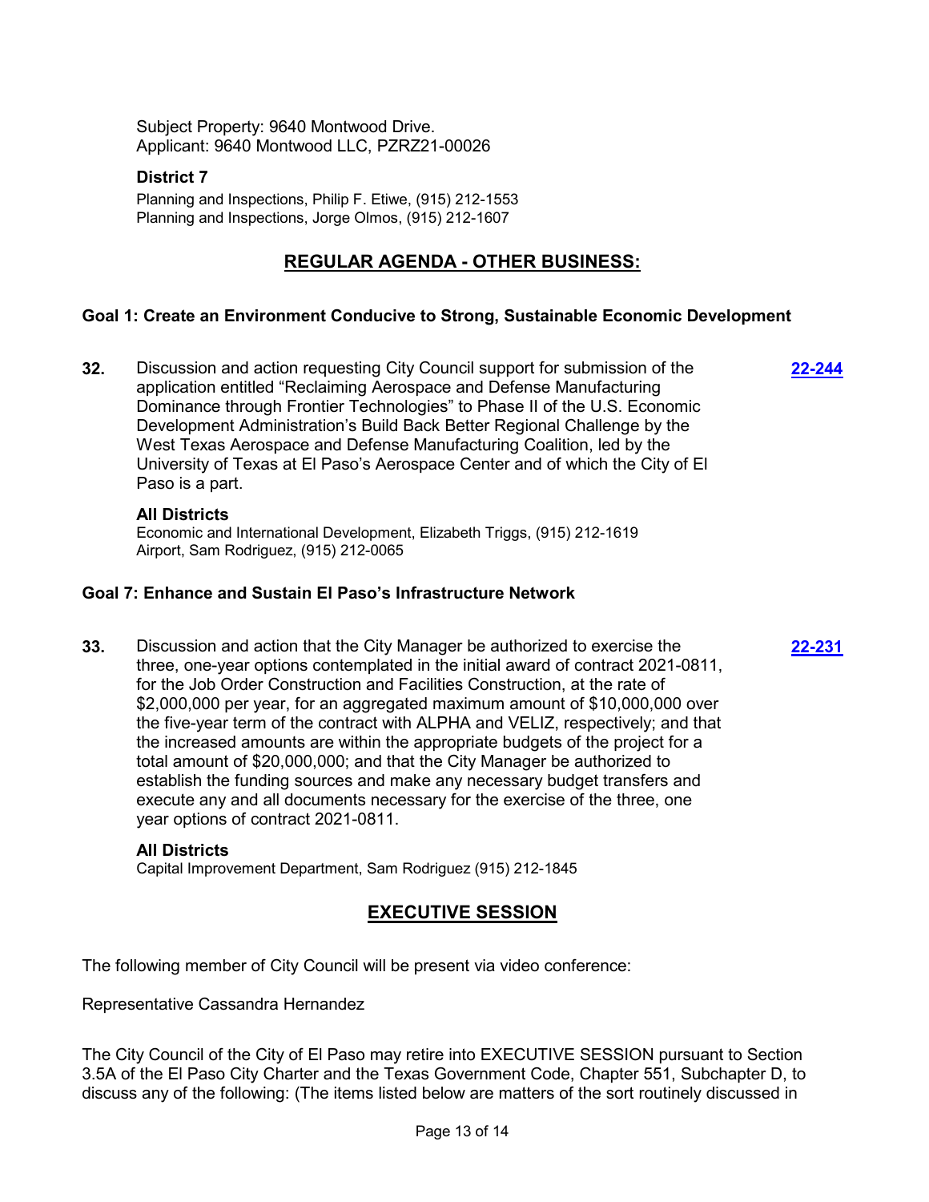Subject Property: 9640 Montwood Drive.
Applicant: 9640 Montwood LLC, PZRZ21-00026

**District 7**

Planning and Inspections, Philip F. Etiwe, (915) 212-1553
Planning and Inspections, Jorge Olmos, (915) 212-1607

## REGULAR AGENDA - OTHER BUSINESS:

### Goal 1: Create an Environment Conducive to Strong, Sustainable Economic Development

**32.** Discussion and action requesting City Council support for submission of the application entitled "Reclaiming Aerospace and Defense Manufacturing Dominance through Frontier Technologies" to Phase II of the U.S. Economic Development Administration's Build Back Better Regional Challenge by the West Texas Aerospace and Defense Manufacturing Coalition, led by the University of Texas at El Paso's Aerospace Center and of which the City of El Paso is a part. **22-244**

**All Districts**

Economic and International Development, Elizabeth Triggs, (915) 212-1619
Airport, Sam Rodriguez, (915) 212-0065

### Goal 7: Enhance and Sustain El Paso's Infrastructure Network

**33.** Discussion and action that the City Manager be authorized to exercise the three, one-year options contemplated in the initial award of contract 2021-0811, for the Job Order Construction and Facilities Construction, at the rate of $2,000,000 per year, for an aggregated maximum amount of $10,000,000 over the five-year term of the contract with ALPHA and VELIZ, respectively; and that the increased amounts are within the appropriate budgets of the project for a total amount of $20,000,000; and that the City Manager be authorized to establish the funding sources and make any necessary budget transfers and execute any and all documents necessary for the exercise of the three, one year options of contract 2021-0811. **22-231**

**All Districts**

Capital Improvement Department, Sam Rodriguez (915) 212-1845

## EXECUTIVE SESSION

The following member of City Council will be present via video conference:

Representative Cassandra Hernandez

The City Council of the City of El Paso may retire into EXECUTIVE SESSION pursuant to Section 3.5A of the El Paso City Charter and the Texas Government Code, Chapter 551, Subchapter D, to discuss any of the following: (The items listed below are matters of the sort routinely discussed in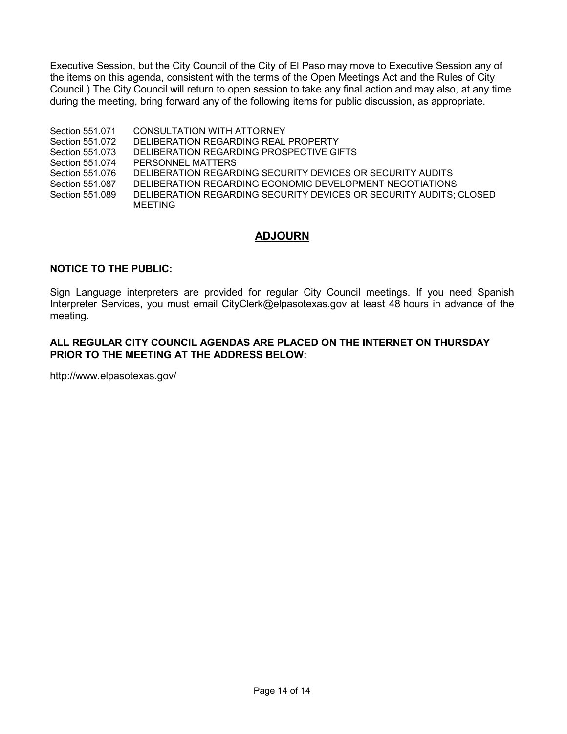Executive Session, but the City Council of the City of El Paso may move to Executive Session any of the items on this agenda, consistent with the terms of the Open Meetings Act and the Rules of City Council.) The City Council will return to open session to take any final action and may also, at any time during the meeting, bring forward any of the following items for public discussion, as appropriate.

| | |
|---|---|
| Section 551.071 | CONSULTATION WITH ATTORNEY |
| Section 551.072 | DELIBERATION REGARDING REAL PROPERTY |
| Section 551.073 | DELIBERATION REGARDING PROSPECTIVE GIFTS |
| Section 551.074 | PERSONNEL MATTERS |
| Section 551.076 | DELIBERATION REGARDING SECURITY DEVICES OR SECURITY AUDITS |
| Section 551.087 | DELIBERATION REGARDING ECONOMIC DEVELOPMENT NEGOTIATIONS |
| Section 551.089 | DELIBERATION REGARDING SECURITY DEVICES OR SECURITY AUDITS; CLOSED MEETING |

## ADJOURN

**NOTICE TO THE PUBLIC:**

Sign Language interpreters are provided for regular City Council meetings. If you need Spanish Interpreter Services, you must email CityClerk@elpasotexas.gov at least 48 hours in advance of the meeting.

**ALL REGULAR CITY COUNCIL AGENDAS ARE PLACED ON THE INTERNET ON THURSDAY PRIOR TO THE MEETING AT THE ADDRESS BELOW:**

http://www.elpasotexas.gov/